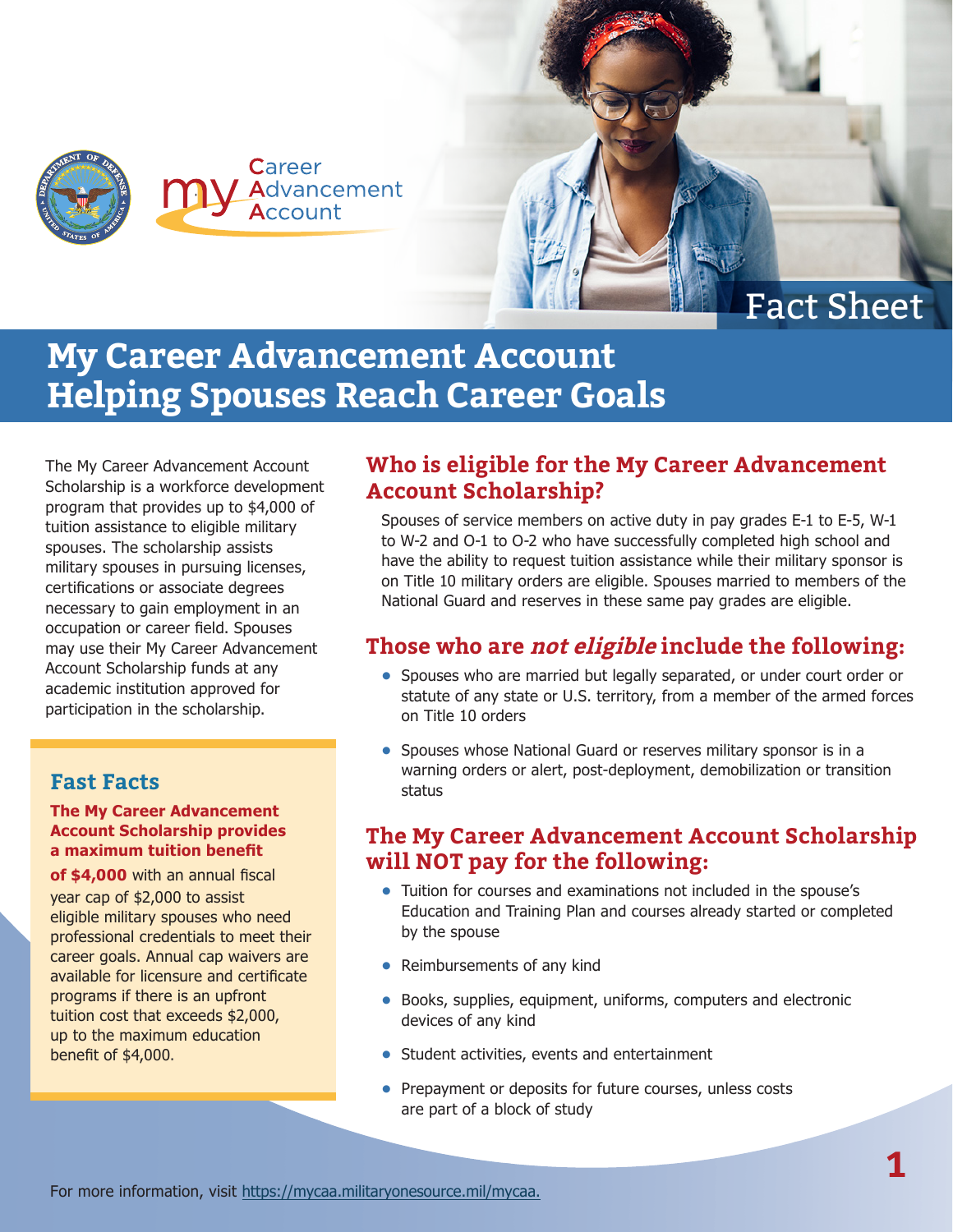Career Advancement Account

Fact Sheet

# My Career Advancement Account Helping Spouses Reach Career Goals

The My Career Advancement Account Scholarship is a workforce development program that provides up to $4,000 of tuition assistance to eligible military spouses. The scholarship assists military spouses in pursuing licenses, certifications or associate degrees necessary to gain employment in an occupation or career field. Spouses may use their My Career Advancement Account Scholarship funds at any academic institution approved for participation in the scholarship.

### Fast Facts

**The My Career Advancement Account Scholarship provides a maximum tuition benefit of $4,000** with an annual fiscal year cap of $2,000 to assist eligible military spouses who need professional credentials to meet their career goals. Annual cap waivers are available for licensure and certificate programs if there is an upfront tuition cost that exceeds $2,000, up to the maximum education benefit of $4,000.

## Who is eligible for the My Career Advancement Account Scholarship?

Spouses of service members on active duty in pay grades E-1 to E-5, W-1 to W-2 and O-1 to O-2 who have successfully completed high school and have the ability to request tuition assistance while their military sponsor is on Title 10 military orders are eligible. Spouses married to members of the National Guard and reserves in these same pay grades are eligible.

## Those who are *not eligible* include the following:

- Spouses who are married but legally separated, or under court order or statute of any state or U.S. territory, from a member of the armed forces on Title 10 orders
- Spouses whose National Guard or reserves military sponsor is in a warning orders or alert, post-deployment, demobilization or transition status

## The My Career Advancement Account Scholarship will NOT pay for the following:

- Tuition for courses and examinations not included in the spouse's Education and Training Plan and courses already started or completed by the spouse
- Reimbursements of any kind
- Books, supplies, equipment, uniforms, computers and electronic devices of any kind
- Student activities, events and entertainment
- Prepayment or deposits for future courses, unless costs are part of a block of study

For more information, visit https://mycaa.militaryonesource.mil/mycaa.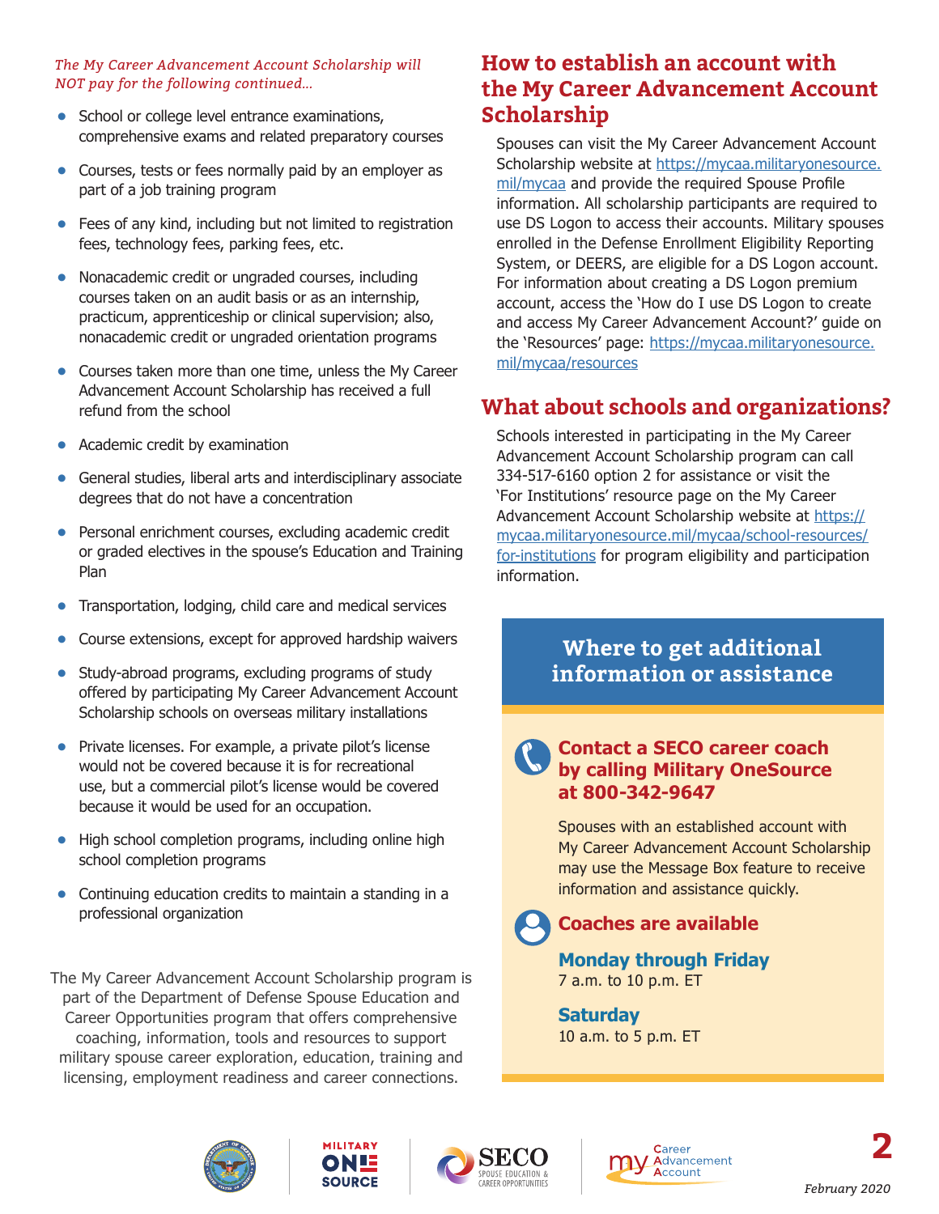*The My Career Advancement Account Scholarship will NOT pay for the following continued...*

- School or college level entrance examinations, comprehensive exams and related preparatory courses
- Courses, tests or fees normally paid by an employer as part of a job training program
- Fees of any kind, including but not limited to registration fees, technology fees, parking fees, etc.
- Nonacademic credit or ungraded courses, including courses taken on an audit basis or as an internship, practicum, apprenticeship or clinical supervision; also, nonacademic credit or ungraded orientation programs
- Courses taken more than one time, unless the My Career Advancement Account Scholarship has received a full refund from the school
- Academic credit by examination
- General studies, liberal arts and interdisciplinary associate degrees that do not have a concentration
- Personal enrichment courses, excluding academic credit or graded electives in the spouse's Education and Training Plan
- Transportation, lodging, child care and medical services
- Course extensions, except for approved hardship waivers
- Study-abroad programs, excluding programs of study offered by participating My Career Advancement Account Scholarship schools on overseas military installations
- Private licenses. For example, a private pilot's license would not be covered because it is for recreational use, but a commercial pilot's license would be covered because it would be used for an occupation.
- High school completion programs, including online high school completion programs
- Continuing education credits to maintain a standing in a professional organization

The My Career Advancement Account Scholarship program is part of the Department of Defense Spouse Education and Career Opportunities program that offers comprehensive coaching, information, tools and resources to support military spouse career exploration, education, training and licensing, employment readiness and career connections.

## How to establish an account with the My Career Advancement Account Scholarship

Spouses can visit the My Career Advancement Account Scholarship website at https://mycaa.militaryonesource.mil/mycaa and provide the required Spouse Profile information. All scholarship participants are required to use DS Logon to access their accounts. Military spouses enrolled in the Defense Enrollment Eligibility Reporting System, or DEERS, are eligible for a DS Logon account. For information about creating a DS Logon premium account, access the 'How do I use DS Logon to create and access My Career Advancement Account?' guide on the 'Resources' page: https://mycaa.militaryonesource.mil/mycaa/resources

## What about schools and organizations?

Schools interested in participating in the My Career Advancement Account Scholarship program can call 334-517-6160 option 2 for assistance or visit the 'For Institutions' resource page on the My Career Advancement Account Scholarship website at https://mycaa.militaryonesource.mil/mycaa/school-resources/for-institutions for program eligibility and participation information.

## Where to get additional information or assistance

### Contact a SECO career coach by calling Military OneSource at 800-342-9647

Spouses with an established account with My Career Advancement Account Scholarship may use the Message Box feature to receive information and assistance quickly.

### Coaches are available

**Monday through Friday**
7 a.m. to 10 p.m. ET

**Saturday**
10 a.m. to 5 p.m. ET

February 2020